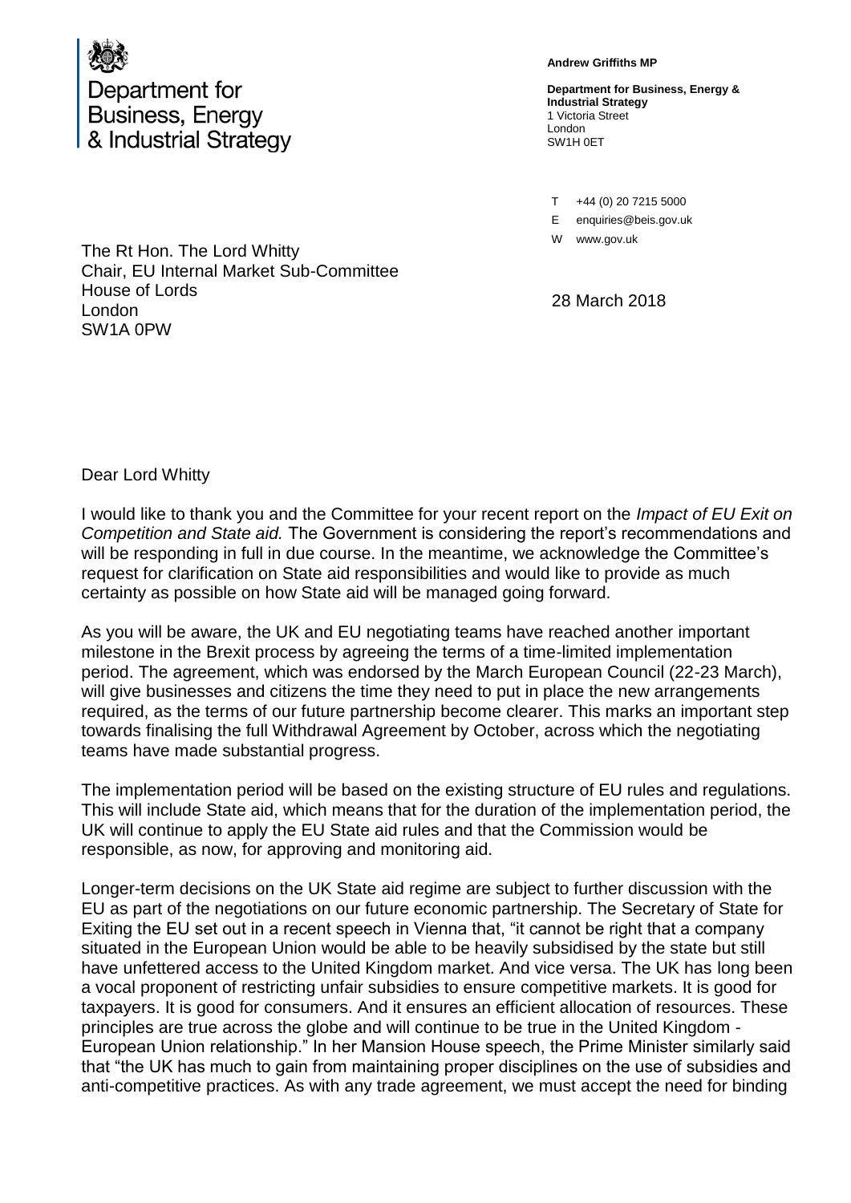Department for
Business, Energy
& Industrial Strategy

**Andrew Griffiths MP**

**Department for Business, Energy & Industrial Strategy**
1 Victoria Street
London
SW1H 0ET

T +44 (0) 20 7215 5000
E enquiries@beis.gov.uk
W www.gov.uk

The Rt Hon. The Lord Whitty
Chair, EU Internal Market Sub-Committee
House of Lords
London
SW1A 0PW

28 March 2018

Dear Lord Whitty

I would like to thank you and the Committee for your recent report on the *Impact of EU Exit on Competition and State aid.* The Government is considering the report's recommendations and will be responding in full in due course. In the meantime, we acknowledge the Committee's request for clarification on State aid responsibilities and would like to provide as much certainty as possible on how State aid will be managed going forward.

As you will be aware, the UK and EU negotiating teams have reached another important milestone in the Brexit process by agreeing the terms of a time-limited implementation period. The agreement, which was endorsed by the March European Council (22-23 March), will give businesses and citizens the time they need to put in place the new arrangements required, as the terms of our future partnership become clearer. This marks an important step towards finalising the full Withdrawal Agreement by October, across which the negotiating teams have made substantial progress.

The implementation period will be based on the existing structure of EU rules and regulations. This will include State aid, which means that for the duration of the implementation period, the UK will continue to apply the EU State aid rules and that the Commission would be responsible, as now, for approving and monitoring aid.

Longer-term decisions on the UK State aid regime are subject to further discussion with the EU as part of the negotiations on our future economic partnership. The Secretary of State for Exiting the EU set out in a recent speech in Vienna that, "it cannot be right that a company situated in the European Union would be able to be heavily subsidised by the state but still have unfettered access to the United Kingdom market. And vice versa. The UK has long been a vocal proponent of restricting unfair subsidies to ensure competitive markets. It is good for taxpayers. It is good for consumers. And it ensures an efficient allocation of resources. These principles are true across the globe and will continue to be true in the United Kingdom - European Union relationship." In her Mansion House speech, the Prime Minister similarly said that "the UK has much to gain from maintaining proper disciplines on the use of subsidies and anti-competitive practices. As with any trade agreement, we must accept the need for binding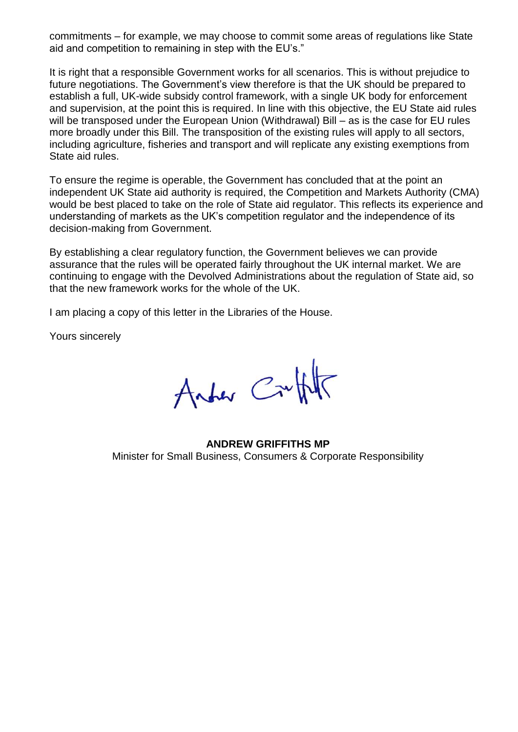commitments – for example, we may choose to commit some areas of regulations like State aid and competition to remaining in step with the EU's."

It is right that a responsible Government works for all scenarios. This is without prejudice to future negotiations. The Government's view therefore is that the UK should be prepared to establish a full, UK-wide subsidy control framework, with a single UK body for enforcement and supervision, at the point this is required. In line with this objective, the EU State aid rules will be transposed under the European Union (Withdrawal) Bill – as is the case for EU rules more broadly under this Bill. The transposition of the existing rules will apply to all sectors, including agriculture, fisheries and transport and will replicate any existing exemptions from State aid rules.

To ensure the regime is operable, the Government has concluded that at the point an independent UK State aid authority is required, the Competition and Markets Authority (CMA) would be best placed to take on the role of State aid regulator. This reflects its experience and understanding of markets as the UK's competition regulator and the independence of its decision-making from Government.

By establishing a clear regulatory function, the Government believes we can provide assurance that the rules will be operated fairly throughout the UK internal market. We are continuing to engage with the Devolved Administrations about the regulation of State aid, so that the new framework works for the whole of the UK.

I am placing a copy of this letter in the Libraries of the House.

Yours sincerely

Andrew Griffiths

**ANDREW GRIFFITHS MP**
Minister for Small Business, Consumers & Corporate Responsibility